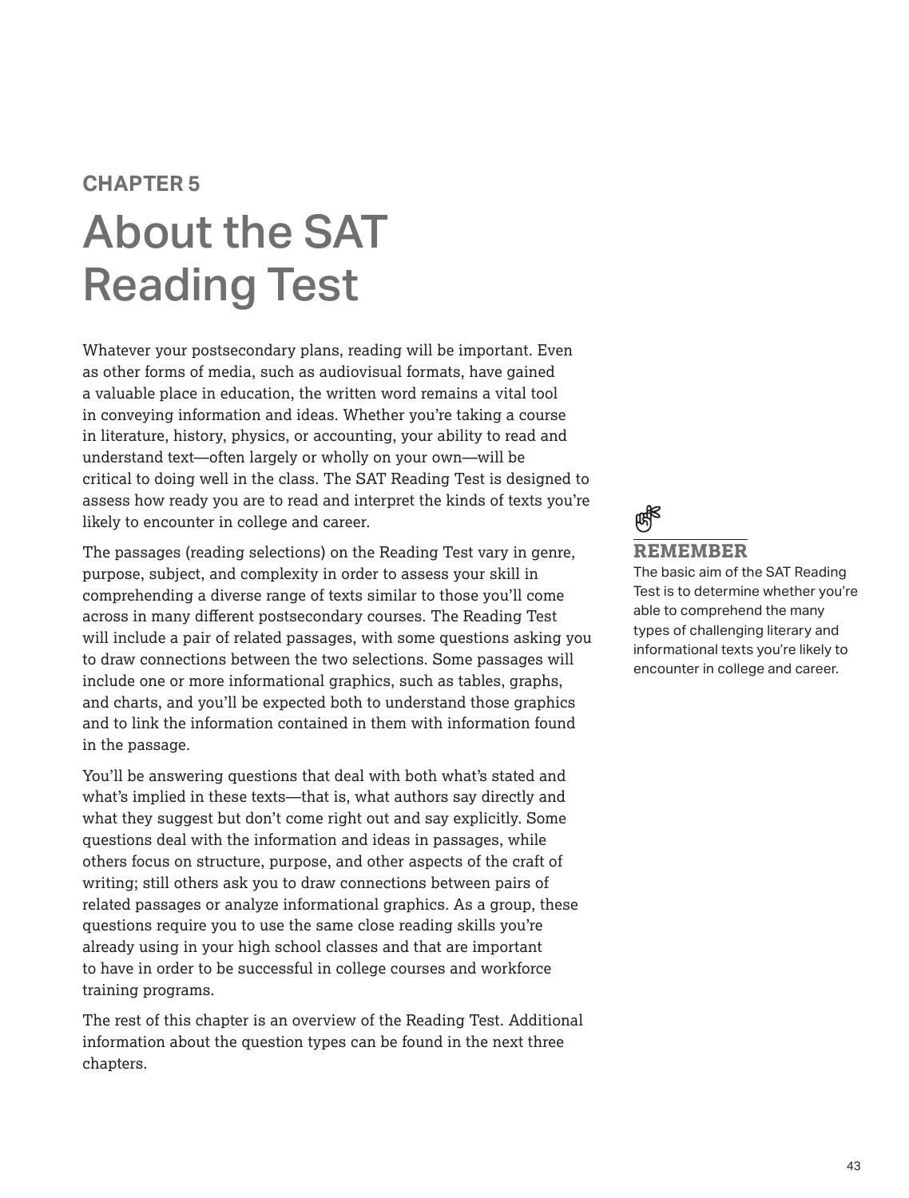## CHAPTER 5

# About the SAT Reading Test

Whatever your postsecondary plans, reading will be important. Even as other forms of media, such as audiovisual formats, have gained a valuable place in education, the written word remains a vital tool in conveying information and ideas. Whether you're taking a course in literature, history, physics, or accounting, your ability to read and understand text—often largely or wholly on your own—will be critical to doing well in the class. The SAT Reading Test is designed to assess how ready you are to read and interpret the kinds of texts you're likely to encounter in college and career.

**REMEMBER**

The basic aim of the SAT Reading Test is to determine whether you're able to comprehend the many types of challenging literary and informational texts you're likely to encounter in college and career.

The passages (reading selections) on the Reading Test vary in genre, purpose, subject, and complexity in order to assess your skill in comprehending a diverse range of texts similar to those you'll come across in many different postsecondary courses. The Reading Test will include a pair of related passages, with some questions asking you to draw connections between the two selections. Some passages will include one or more informational graphics, such as tables, graphs, and charts, and you'll be expected both to understand those graphics and to link the information contained in them with information found in the passage.

You'll be answering questions that deal with both what's stated and what's implied in these texts—that is, what authors say directly and what they suggest but don't come right out and say explicitly. Some questions deal with the information and ideas in passages, while others focus on structure, purpose, and other aspects of the craft of writing; still others ask you to draw connections between pairs of related passages or analyze informational graphics. As a group, these questions require you to use the same close reading skills you're already using in your high school classes and that are important to have in order to be successful in college courses and workforce training programs.

The rest of this chapter is an overview of the Reading Test. Additional information about the question types can be found in the next three chapters.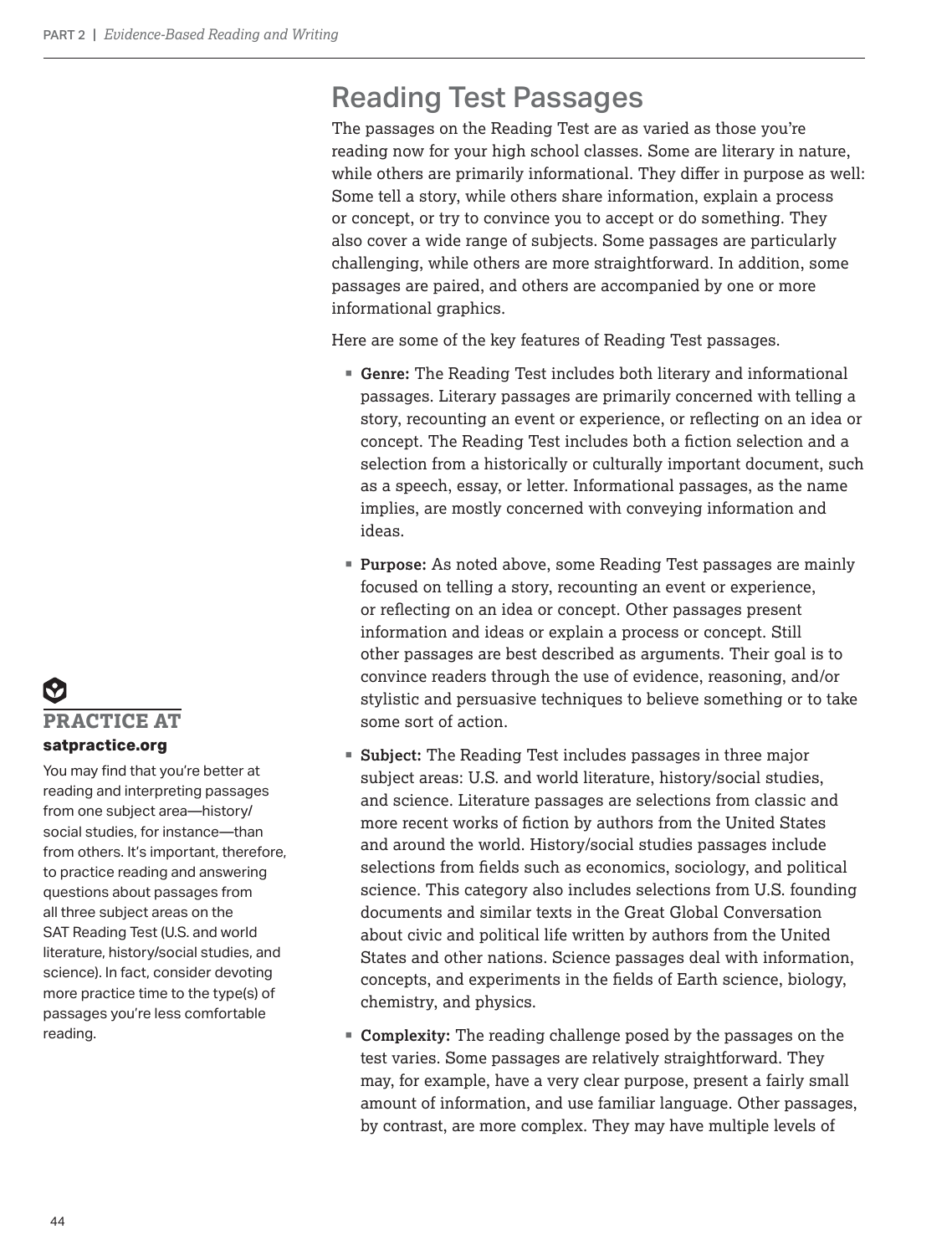## Reading Test Passages

The passages on the Reading Test are as varied as those you're reading now for your high school classes. Some are literary in nature, while others are primarily informational. They differ in purpose as well: Some tell a story, while others share information, explain a process or concept, or try to convince you to accept or do something. They also cover a wide range of subjects. Some passages are particularly challenging, while others are more straightforward. In addition, some passages are paired, and others are accompanied by one or more informational graphics.

Here are some of the key features of Reading Test passages.

- **Genre:** The Reading Test includes both literary and informational passages. Literary passages are primarily concerned with telling a story, recounting an event or experience, or reflecting on an idea or concept. The Reading Test includes both a fiction selection and a selection from a historically or culturally important document, such as a speech, essay, or letter. Informational passages, as the name implies, are mostly concerned with conveying information and ideas.
- **Purpose:** As noted above, some Reading Test passages are mainly focused on telling a story, recounting an event or experience, or reflecting on an idea or concept. Other passages present information and ideas or explain a process or concept. Still other passages are best described as arguments. Their goal is to convince readers through the use of evidence, reasoning, and/or stylistic and persuasive techniques to believe something or to take some sort of action.
- **Subject:** The Reading Test includes passages in three major subject areas: U.S. and world literature, history/social studies, and science. Literature passages are selections from classic and more recent works of fiction by authors from the United States and around the world. History/social studies passages include selections from fields such as economics, sociology, and political science. This category also includes selections from U.S. founding documents and similar texts in the Great Global Conversation about civic and political life written by authors from the United States and other nations. Science passages deal with information, concepts, and experiments in the fields of Earth science, biology, chemistry, and physics.
- **Complexity:** The reading challenge posed by the passages on the test varies. Some passages are relatively straightforward. They may, for example, have a very clear purpose, present a fairly small amount of information, and use familiar language. Other passages, by contrast, are more complex. They may have multiple levels of

**PRACTICE AT**
**satpractice.org**

You may find that you're better at reading and interpreting passages from one subject area—history/social studies, for instance—than from others. It's important, therefore, to practice reading and answering questions about passages from all three subject areas on the SAT Reading Test (U.S. and world literature, history/social studies, and science). In fact, consider devoting more practice time to the type(s) of passages you're less comfortable reading.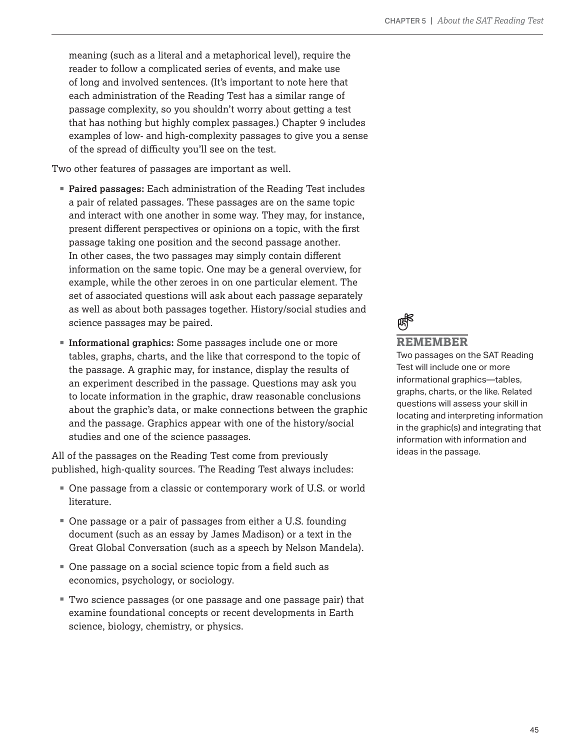meaning (such as a literal and a metaphorical level), require the reader to follow a complicated series of events, and make use of long and involved sentences. (It's important to note here that each administration of the Reading Test has a similar range of passage complexity, so you shouldn't worry about getting a test that has nothing but highly complex passages.) Chapter 9 includes examples of low- and high-complexity passages to give you a sense of the spread of difficulty you'll see on the test.

Two other features of passages are important as well.

- **Paired passages:** Each administration of the Reading Test includes a pair of related passages. These passages are on the same topic and interact with one another in some way. They may, for instance, present different perspectives or opinions on a topic, with the first passage taking one position and the second passage another. In other cases, the two passages may simply contain different information on the same topic. One may be a general overview, for example, while the other zeroes in on one particular element. The set of associated questions will ask about each passage separately as well as about both passages together. History/social studies and science passages may be paired.
- **Informational graphics:** Some passages include one or more tables, graphs, charts, and the like that correspond to the topic of the passage. A graphic may, for instance, display the results of an experiment described in the passage. Questions may ask you to locate information in the graphic, draw reasonable conclusions about the graphic's data, or make connections between the graphic and the passage. Graphics appear with one of the history/social studies and one of the science passages.

All of the passages on the Reading Test come from previously published, high-quality sources. The Reading Test always includes:

- One passage from a classic or contemporary work of U.S. or world literature.
- One passage or a pair of passages from either a U.S. founding document (such as an essay by James Madison) or a text in the Great Global Conversation (such as a speech by Nelson Mandela).
- One passage on a social science topic from a field such as economics, psychology, or sociology.
- Two science passages (or one passage and one passage pair) that examine foundational concepts or recent developments in Earth science, biology, chemistry, or physics.

**REMEMBER**

Two passages on the SAT Reading Test will include one or more informational graphics—tables, graphs, charts, or the like. Related questions will assess your skill in locating and interpreting information in the graphic(s) and integrating that information with information and ideas in the passage.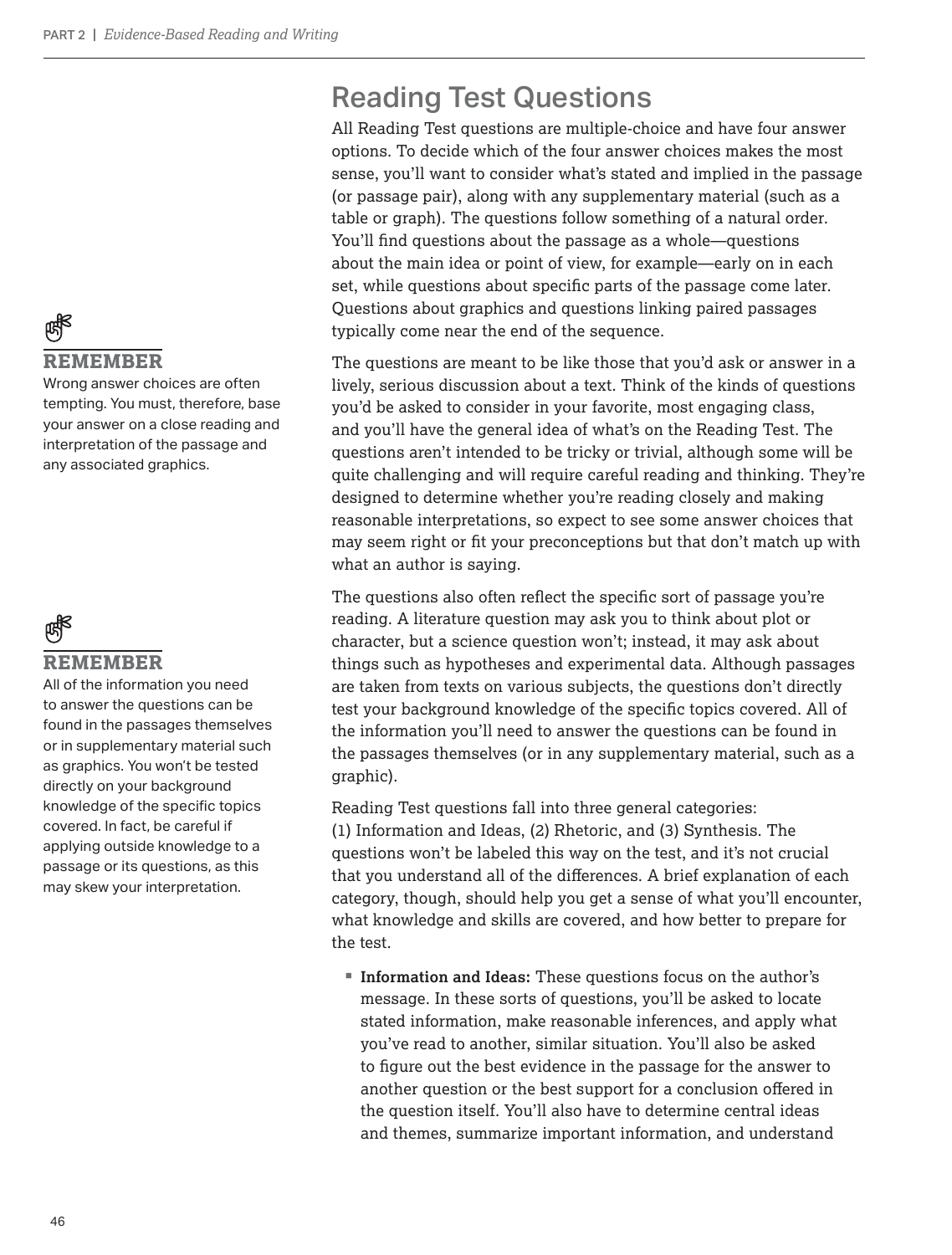## Reading Test Questions

All Reading Test questions are multiple-choice and have four answer options. To decide which of the four answer choices makes the most sense, you'll want to consider what's stated and implied in the passage (or passage pair), along with any supplementary material (such as a table or graph). The questions follow something of a natural order. You'll find questions about the passage as a whole—questions about the main idea or point of view, for example—early on in each set, while questions about specific parts of the passage come later. Questions about graphics and questions linking paired passages typically come near the end of the sequence.

**REMEMBER**

Wrong answer choices are often tempting. You must, therefore, base your answer on a close reading and interpretation of the passage and any associated graphics.

The questions are meant to be like those that you'd ask or answer in a lively, serious discussion about a text. Think of the kinds of questions you'd be asked to consider in your favorite, most engaging class, and you'll have the general idea of what's on the Reading Test. The questions aren't intended to be tricky or trivial, although some will be quite challenging and will require careful reading and thinking. They're designed to determine whether you're reading closely and making reasonable interpretations, so expect to see some answer choices that may seem right or fit your preconceptions but that don't match up with what an author is saying.

The questions also often reflect the specific sort of passage you're reading. A literature question may ask you to think about plot or character, but a science question won't; instead, it may ask about things such as hypotheses and experimental data. Although passages are taken from texts on various subjects, the questions don't directly test your background knowledge of the specific topics covered. All of the information you'll need to answer the questions can be found in the passages themselves (or in any supplementary material, such as a graphic).

**REMEMBER**

All of the information you need to answer the questions can be found in the passages themselves or in supplementary material such as graphics. You won't be tested directly on your background knowledge of the specific topics covered. In fact, be careful if applying outside knowledge to a passage or its questions, as this may skew your interpretation.

Reading Test questions fall into three general categories: (1) Information and Ideas, (2) Rhetoric, and (3) Synthesis. The questions won't be labeled this way on the test, and it's not crucial that you understand all of the differences. A brief explanation of each category, though, should help you get a sense of what you'll encounter, what knowledge and skills are covered, and how better to prepare for the test.

- **Information and Ideas:** These questions focus on the author's message. In these sorts of questions, you'll be asked to locate stated information, make reasonable inferences, and apply what you've read to another, similar situation. You'll also be asked to figure out the best evidence in the passage for the answer to another question or the best support for a conclusion offered in the question itself. You'll also have to determine central ideas and themes, summarize important information, and understand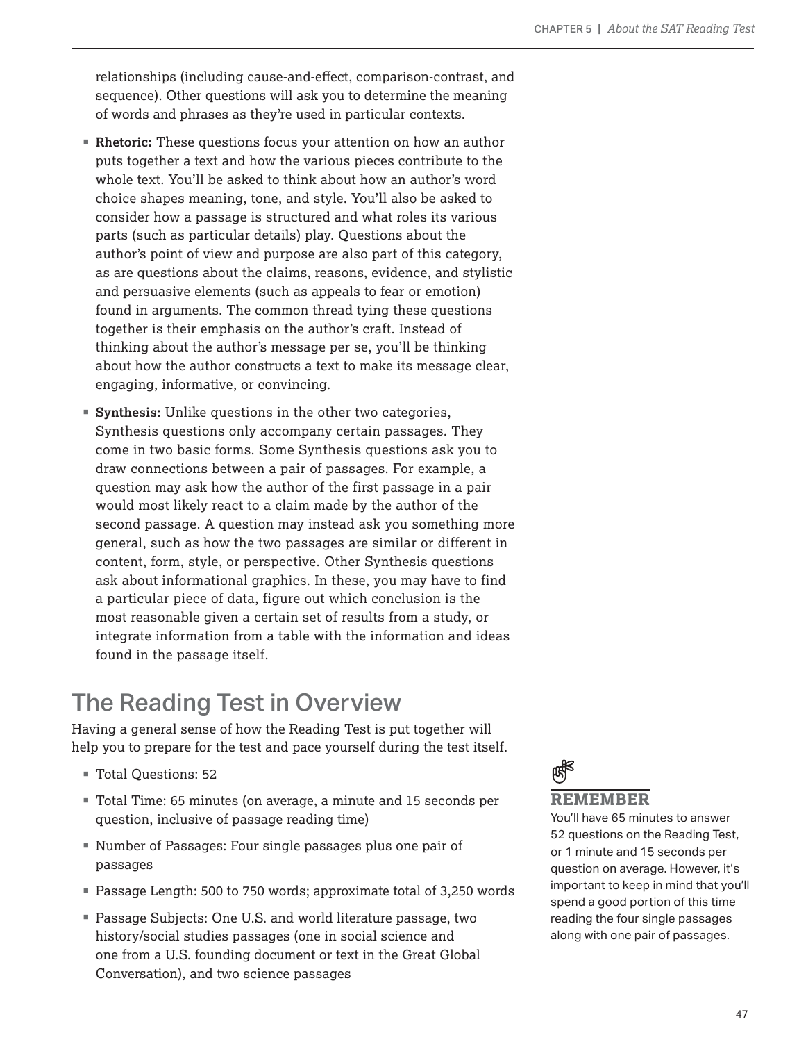relationships (including cause-and-effect, comparison-contrast, and sequence). Other questions will ask you to determine the meaning of words and phrases as they're used in particular contexts.

- **Rhetoric:** These questions focus your attention on how an author puts together a text and how the various pieces contribute to the whole text. You'll be asked to think about how an author's word choice shapes meaning, tone, and style. You'll also be asked to consider how a passage is structured and what roles its various parts (such as particular details) play. Questions about the author's point of view and purpose are also part of this category, as are questions about the claims, reasons, evidence, and stylistic and persuasive elements (such as appeals to fear or emotion) found in arguments. The common thread tying these questions together is their emphasis on the author's craft. Instead of thinking about the author's message per se, you'll be thinking about how the author constructs a text to make its message clear, engaging, informative, or convincing.
- **Synthesis:** Unlike questions in the other two categories, Synthesis questions only accompany certain passages. They come in two basic forms. Some Synthesis questions ask you to draw connections between a pair of passages. For example, a question may ask how the author of the first passage in a pair would most likely react to a claim made by the author of the second passage. A question may instead ask you something more general, such as how the two passages are similar or different in content, form, style, or perspective. Other Synthesis questions ask about informational graphics. In these, you may have to find a particular piece of data, figure out which conclusion is the most reasonable given a certain set of results from a study, or integrate information from a table with the information and ideas found in the passage itself.

## The Reading Test in Overview

Having a general sense of how the Reading Test is put together will help you to prepare for the test and pace yourself during the test itself.

- Total Questions: 52
- Total Time: 65 minutes (on average, a minute and 15 seconds per question, inclusive of passage reading time)
- Number of Passages: Four single passages plus one pair of passages
- Passage Length: 500 to 750 words; approximate total of 3,250 words
- Passage Subjects: One U.S. and world literature passage, two history/social studies passages (one in social science and one from a U.S. founding document or text in the Great Global Conversation), and two science passages

**REMEMBER**

You'll have 65 minutes to answer 52 questions on the Reading Test, or 1 minute and 15 seconds per question on average. However, it's important to keep in mind that you'll spend a good portion of this time reading the four single passages along with one pair of passages.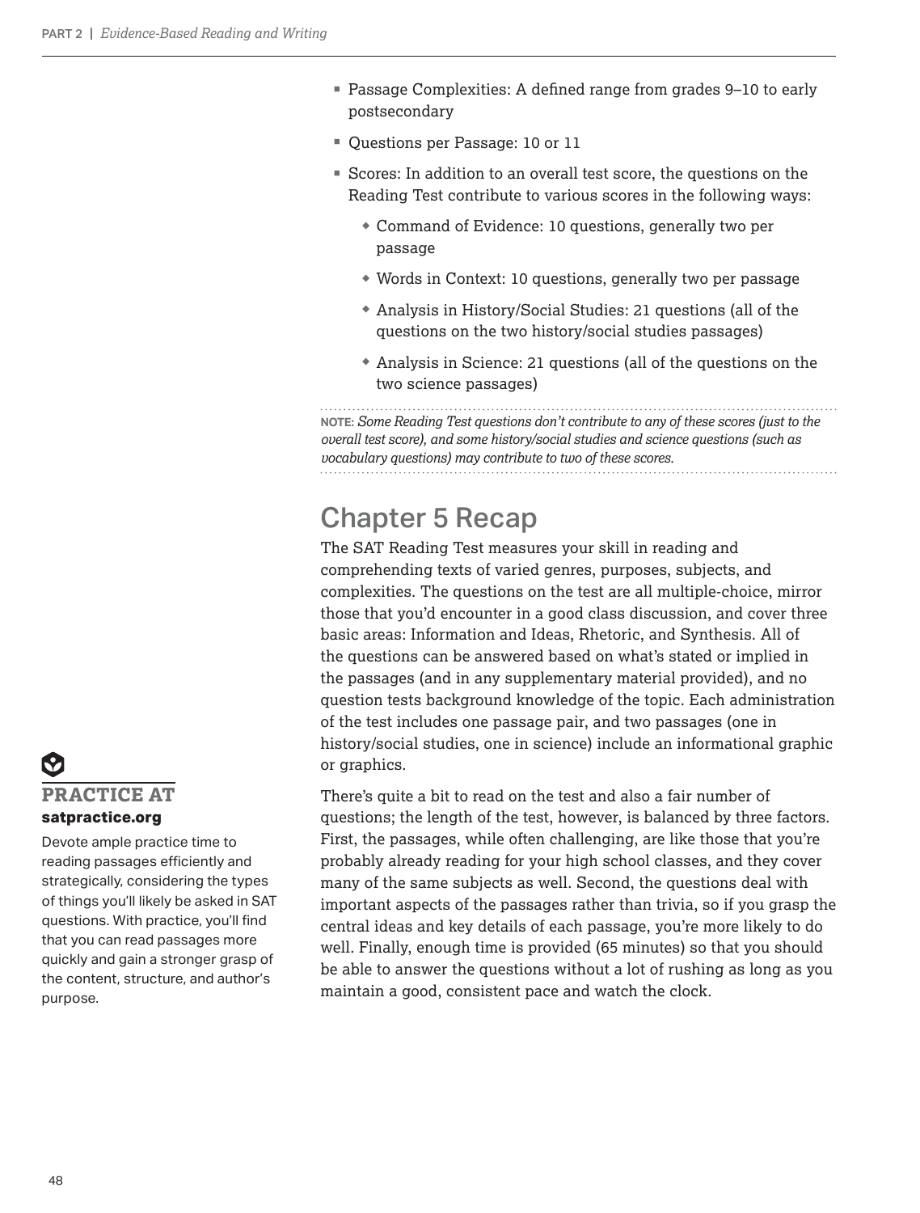- Passage Complexities: A defined range from grades 9–10 to early postsecondary
- Questions per Passage: 10 or 11
- Scores: In addition to an overall test score, the questions on the Reading Test contribute to various scores in the following ways:
  - Command of Evidence: 10 questions, generally two per passage
  - Words in Context: 10 questions, generally two per passage
  - Analysis in History/Social Studies: 21 questions (all of the questions on the two history/social studies passages)
  - Analysis in Science: 21 questions (all of the questions on the two science passages)

**NOTE:** *Some Reading Test questions don't contribute to any of these scores (just to the overall test score), and some history/social studies and science questions (such as vocabulary questions) may contribute to two of these scores.*

## Chapter 5 Recap

The SAT Reading Test measures your skill in reading and comprehending texts of varied genres, purposes, subjects, and complexities. The questions on the test are all multiple-choice, mirror those that you'd encounter in a good class discussion, and cover three basic areas: Information and Ideas, Rhetoric, and Synthesis. All of the questions can be answered based on what's stated or implied in the passages (and in any supplementary material provided), and no question tests background knowledge of the topic. Each administration of the test includes one passage pair, and two passages (one in history/social studies, one in science) include an informational graphic or graphics.

There's quite a bit to read on the test and also a fair number of questions; the length of the test, however, is balanced by three factors. First, the passages, while often challenging, are like those that you're probably already reading for your high school classes, and they cover many of the same subjects as well. Second, the questions deal with important aspects of the passages rather than trivia, so if you grasp the central ideas and key details of each passage, you're more likely to do well. Finally, enough time is provided (65 minutes) so that you should be able to answer the questions without a lot of rushing as long as you maintain a good, consistent pace and watch the clock.

**PRACTICE AT**
**satpractice.org**

Devote ample practice time to reading passages efficiently and strategically, considering the types of things you'll likely be asked in SAT questions. With practice, you'll find that you can read passages more quickly and gain a stronger grasp of the content, structure, and author's purpose.